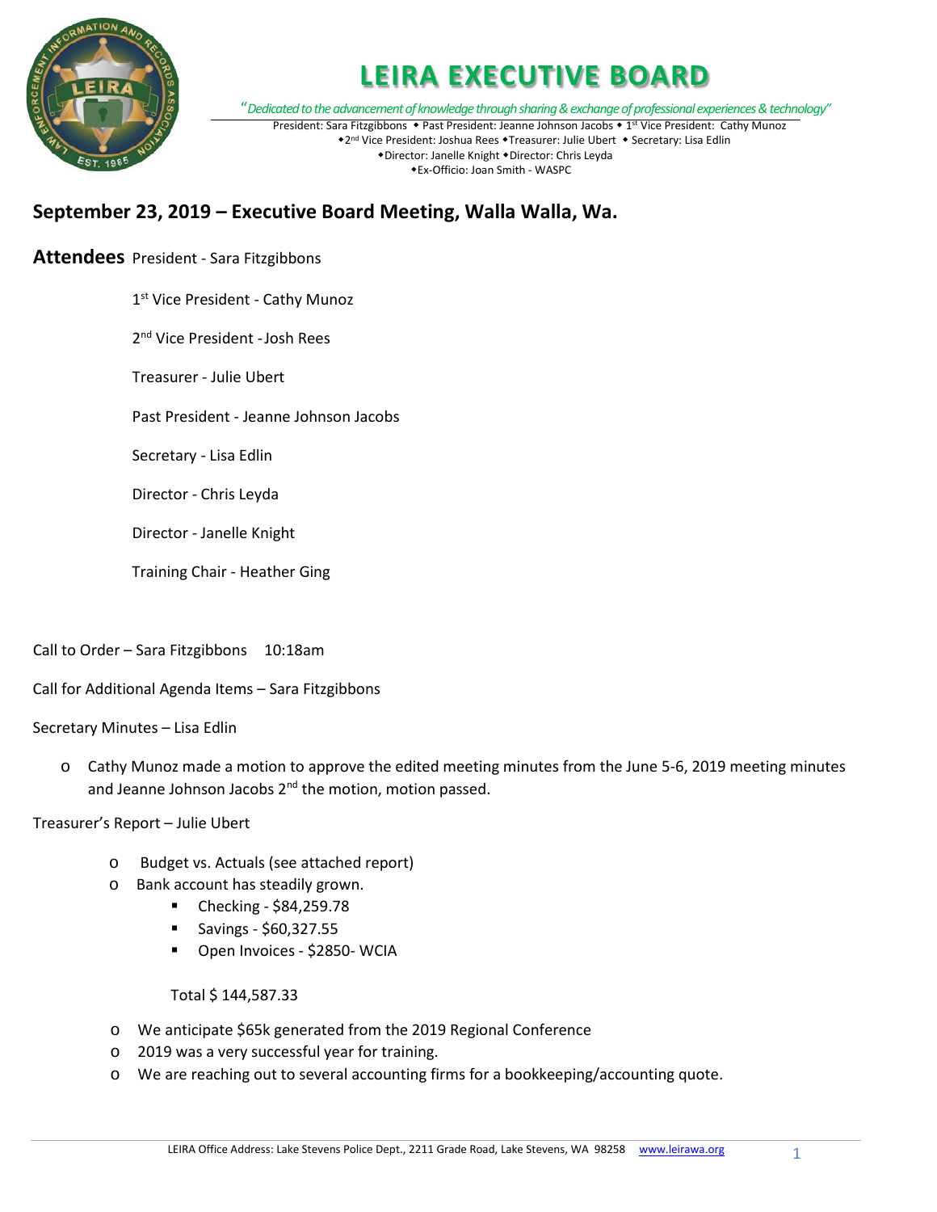# LEIRA EXECUTIVE BOARD

*"Dedicated to the advancement of knowledge through sharing & exchange of professional experiences & technology"*

President: Sara Fitzgibbons ◆ Past President: Jeanne Johnson Jacobs ◆ 1st Vice President: Cathy Munoz
◆2nd Vice President: Joshua Rees ◆Treasurer: Julie Ubert ◆ Secretary: Lisa Edlin
◆Director: Janelle Knight ◆Director: Chris Leyda
◆Ex-Officio: Joan Smith - WASPC

## September 23, 2019 – Executive Board Meeting, Walla Walla, Wa.

**Attendees** President - Sara Fitzgibbons

1st Vice President - Cathy Munoz

2nd Vice President - Josh Rees

Treasurer - Julie Ubert

Past President - Jeanne Johnson Jacobs

Secretary - Lisa Edlin

Director - Chris Leyda

Director - Janelle Knight

Training Chair - Heather Ging

Call to Order – Sara Fitzgibbons 10:18am

Call for Additional Agenda Items – Sara Fitzgibbons

Secretary Minutes – Lisa Edlin

- Cathy Munoz made a motion to approve the edited meeting minutes from the June 5-6, 2019 meeting minutes and Jeanne Johnson Jacobs 2nd the motion, motion passed.

Treasurer's Report – Julie Ubert

- Budget vs. Actuals (see attached report)
- Bank account has steadily grown.
  - Checking - $84,259.78
  - Savings - $60,327.55
  - Open Invoices - $2850- WCIA

  Total $ 144,587.33

- We anticipate $65k generated from the 2019 Regional Conference
- 2019 was a very successful year for training.
- We are reaching out to several accounting firms for a bookkeeping/accounting quote.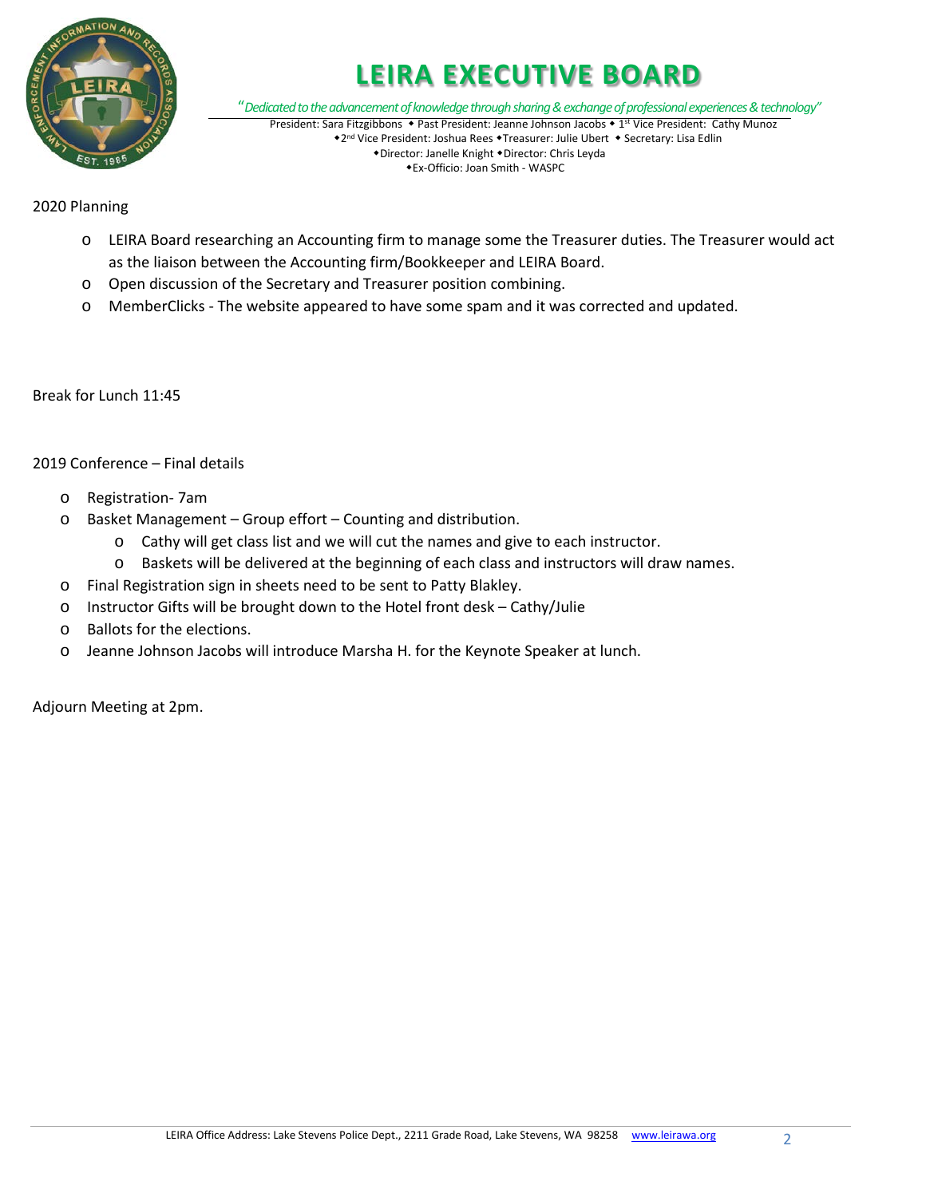# LEIRA EXECUTIVE BOARD

*"Dedicated to the advancement of knowledge through sharing & exchange of professional experiences & technology"*

President: Sara Fitzgibbons ◆ Past President: Jeanne Johnson Jacobs ◆ 1st Vice President: Cathy Munoz
◆2nd Vice President: Joshua Rees ◆Treasurer: Julie Ubert ◆ Secretary: Lisa Edlin
◆Director: Janelle Knight ◆Director: Chris Leyda
◆Ex-Officio: Joan Smith - WASPC

2020 Planning

- LEIRA Board researching an Accounting firm to manage some the Treasurer duties. The Treasurer would act as the liaison between the Accounting firm/Bookkeeper and LEIRA Board.
- Open discussion of the Secretary and Treasurer position combining.
- MemberClicks - The website appeared to have some spam and it was corrected and updated.

Break for Lunch 11:45

2019 Conference – Final details

- Registration- 7am
- Basket Management – Group effort – Counting and distribution.
  - Cathy will get class list and we will cut the names and give to each instructor.
  - Baskets will be delivered at the beginning of each class and instructors will draw names.
- Final Registration sign in sheets need to be sent to Patty Blakley.
- Instructor Gifts will be brought down to the Hotel front desk – Cathy/Julie
- Ballots for the elections.
- Jeanne Johnson Jacobs will introduce Marsha H. for the Keynote Speaker at lunch.

Adjourn Meeting at 2pm.

LEIRA Office Address: Lake Stevens Police Dept., 2211 Grade Road, Lake Stevens, WA 98258 www.leirawa.org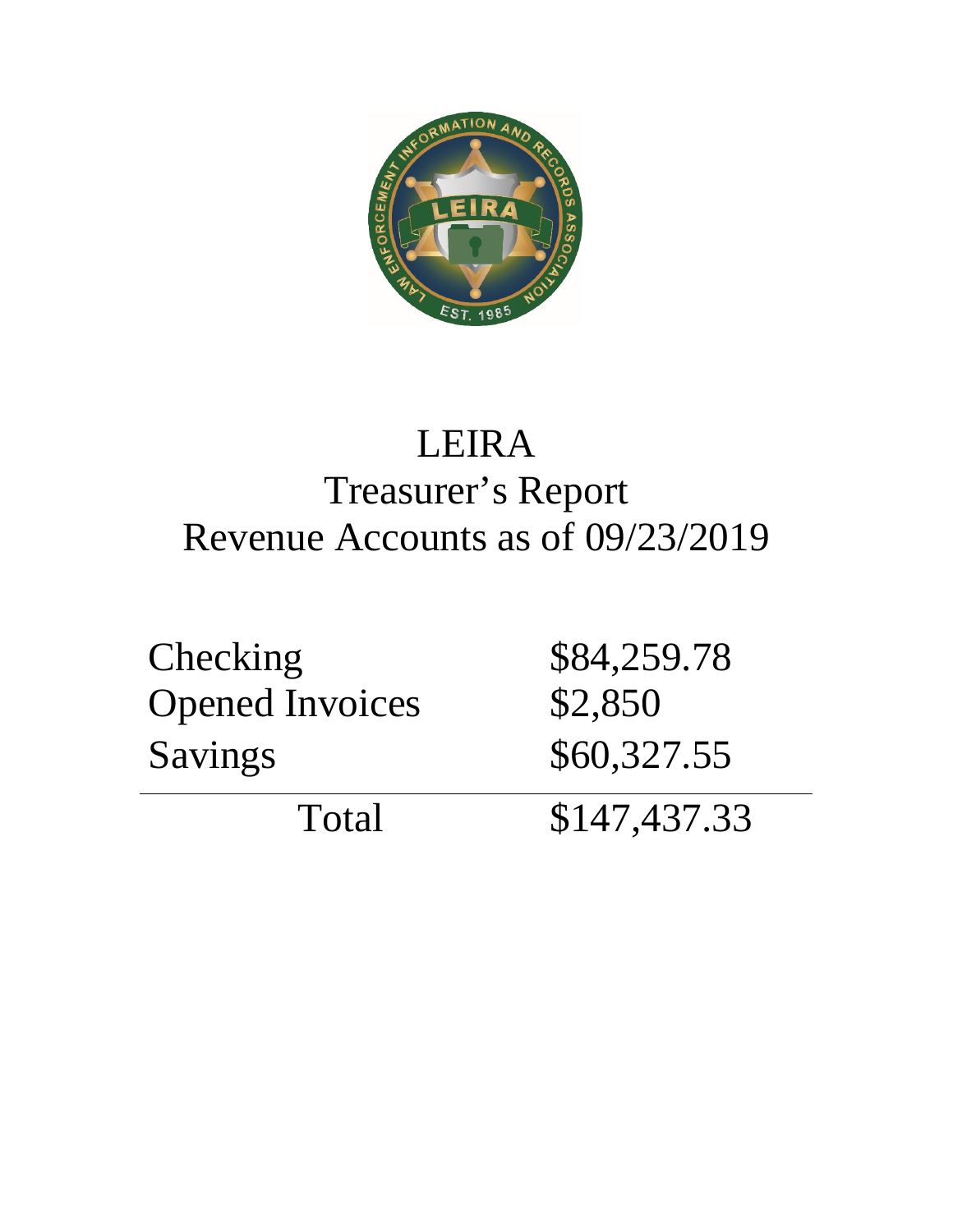# LEIRA
## Treasurer's Report
## Revenue Accounts as of 09/23/2019

| | |
|---|---|
| Checking | $84,259.78 |
| Opened Invoices | $2,850 |
| Savings | $60,327.55 |
| Total | $147,437.33 |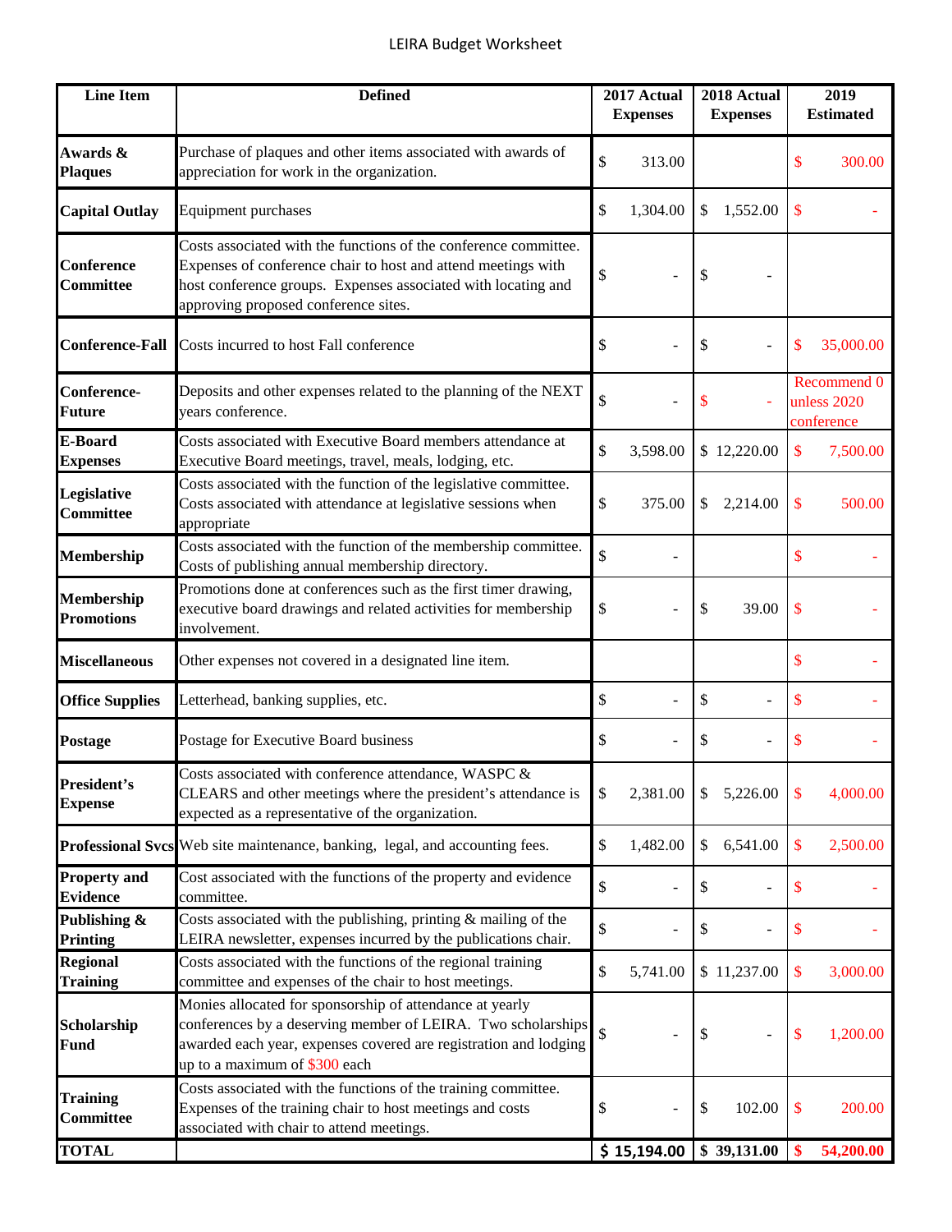LEIRA Budget Worksheet

| Line Item | Defined | 2017 Actual Expenses | 2018 Actual Expenses | 2019 Estimated |
|---|---|---|---|---|
| **Awards & Plaques** | Purchase of plaques and other items associated with awards of appreciation for work in the organization. | $ 313.00 | | $ 300.00 |
| **Capital Outlay** | Equipment purchases | $ 1,304.00 | $ 1,552.00 | $ - |
| **Conference Committee** | Costs associated with the functions of the conference committee. Expenses of conference chair to host and attend meetings with host conference groups. Expenses associated with locating and approving proposed conference sites. | $ - | $ - | |
| **Conference-Fall** | Costs incurred to host Fall conference | $ - | $ - | $ 35,000.00 |
| **Conference-Future** | Deposits and other expenses related to the planning of the NEXT years conference. | $ - | $ - | Recommend 0 unless 2020 conference |
| **E-Board Expenses** | Costs associated with Executive Board members attendance at Executive Board meetings, travel, meals, lodging, etc. | $ 3,598.00 | $ 12,220.00 | $ 7,500.00 |
| **Legislative Committee** | Costs associated with the function of the legislative committee. Costs associated with attendance at legislative sessions when appropriate | $ 375.00 | $ 2,214.00 | $ 500.00 |
| **Membership** | Costs associated with the function of the membership committee. Costs of publishing annual membership directory. | $ - | | $ - |
| **Membership Promotions** | Promotions done at conferences such as the first timer drawing, executive board drawings and related activities for membership involvement. | $ - | $ 39.00 | $ - |
| **Miscellaneous** | Other expenses not covered in a designated line item. | | | $ - |
| **Office Supplies** | Letterhead, banking supplies, etc. | $ - | $ - | $ - |
| **Postage** | Postage for Executive Board business | $ - | $ - | $ - |
| **President's Expense** | Costs associated with conference attendance, WASPC & CLEARS and other meetings where the president's attendance is expected as a representative of the organization. | $ 2,381.00 | $ 5,226.00 | $ 4,000.00 |
| **Professional Svcs** | Web site maintenance, banking, legal, and accounting fees. | $ 1,482.00 | $ 6,541.00 | $ 2,500.00 |
| **Property and Evidence** | Cost associated with the functions of the property and evidence committee. | $ - | $ - | $ - |
| **Publishing & Printing** | Costs associated with the publishing, printing & mailing of the LEIRA newsletter, expenses incurred by the publications chair. | $ - | $ - | $ - |
| **Regional Training** | Costs associated with the functions of the regional training committee and expenses of the chair to host meetings. | $ 5,741.00 | $ 11,237.00 | $ 3,000.00 |
| **Scholarship Fund** | Monies allocated for sponsorship of attendance at yearly conferences by a deserving member of LEIRA. Two scholarships awarded each year, expenses covered are registration and lodging up to a maximum of $300 each | $ - | $ - | $ 1,200.00 |
| **Training Committee** | Costs associated with the functions of the training committee. Expenses of the training chair to host meetings and costs associated with chair to attend meetings. | $ - | $ 102.00 | $ 200.00 |
| **TOTAL** | | **$ 15,194.00** | **$ 39,131.00** | **$ 54,200.00** |